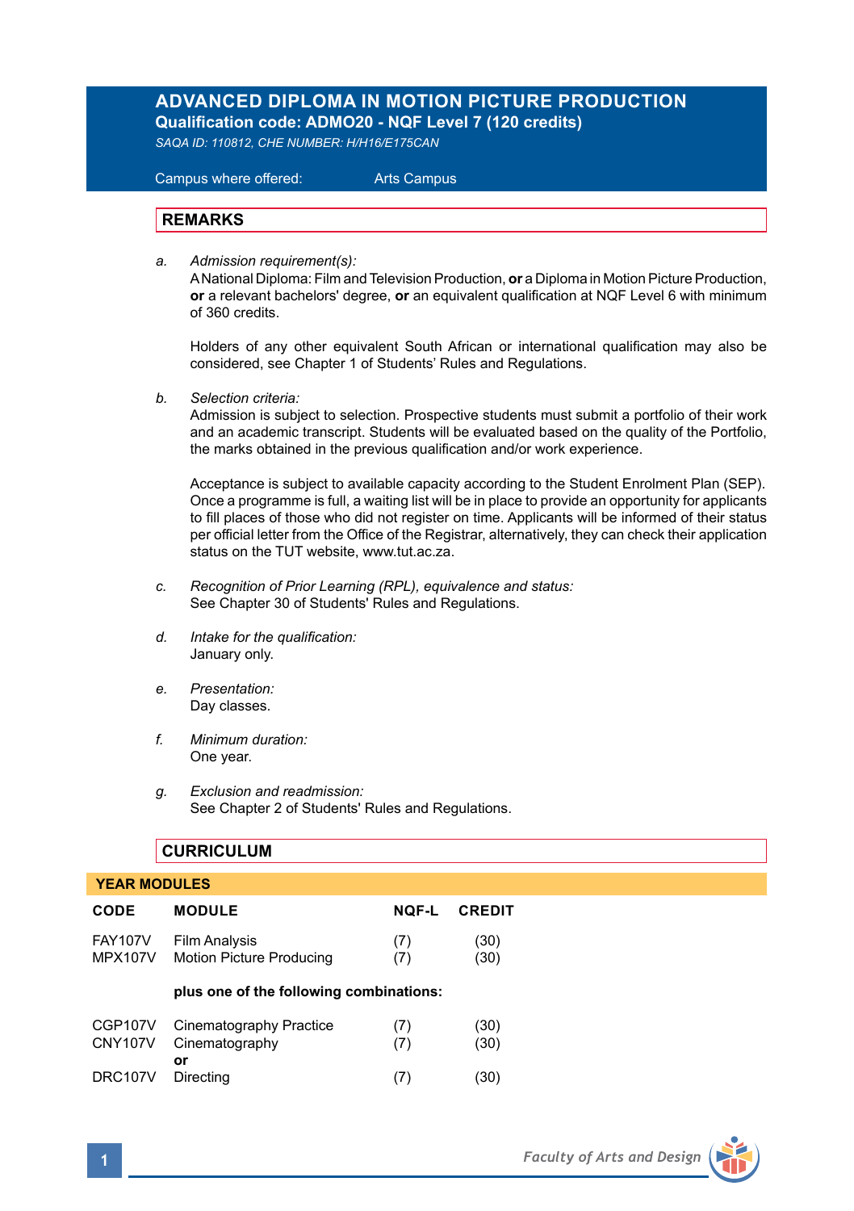# ADVANCED DIPLOMA IN MOTION PICTURE PRODUCTION

**Qualification code: ADMO20 - NQF Level 7 (120 credits)**

*SAQA ID: 110812, CHE NUMBER: H/H16/E175CAN*

Campus where offered: Arts Campus

## REMARKS

a. *Admission requirement(s):*
A National Diploma: Film and Television Production, **or** a Diploma in Motion Picture Production, **or** a relevant bachelors' degree, **or** an equivalent qualification at NQF Level 6 with minimum of 360 credits.

Holders of any other equivalent South African or international qualification may also be considered, see Chapter 1 of Students' Rules and Regulations.

b. *Selection criteria:*
Admission is subject to selection. Prospective students must submit a portfolio of their work and an academic transcript. Students will be evaluated based on the quality of the Portfolio, the marks obtained in the previous qualification and/or work experience.

Acceptance is subject to available capacity according to the Student Enrolment Plan (SEP). Once a programme is full, a waiting list will be in place to provide an opportunity for applicants to fill places of those who did not register on time. Applicants will be informed of their status per official letter from the Office of the Registrar, alternatively, they can check their application status on the TUT website, www.tut.ac.za.

c. *Recognition of Prior Learning (RPL), equivalence and status:*
See Chapter 30 of Students' Rules and Regulations.

d. *Intake for the qualification:*
January only.

e. *Presentation:*
Day classes.

f. *Minimum duration:*
One year.

g. *Exclusion and readmission:*
See Chapter 2 of Students' Rules and Regulations.

## CURRICULUM

### YEAR MODULES

| CODE | MODULE | NQF-L | CREDIT |
|---|---|---|---|
| FAY107V | Film Analysis | (7) | (30) |
| MPX107V | Motion Picture Producing | (7) | (30) |
| | **plus one of the following combinations:** | | |
| CGP107V | Cinematography Practice | (7) | (30) |
| CNY107V | Cinematography | (7) | (30) |
| | **or** | | |
| DRC107V | Directing | (7) | (30) |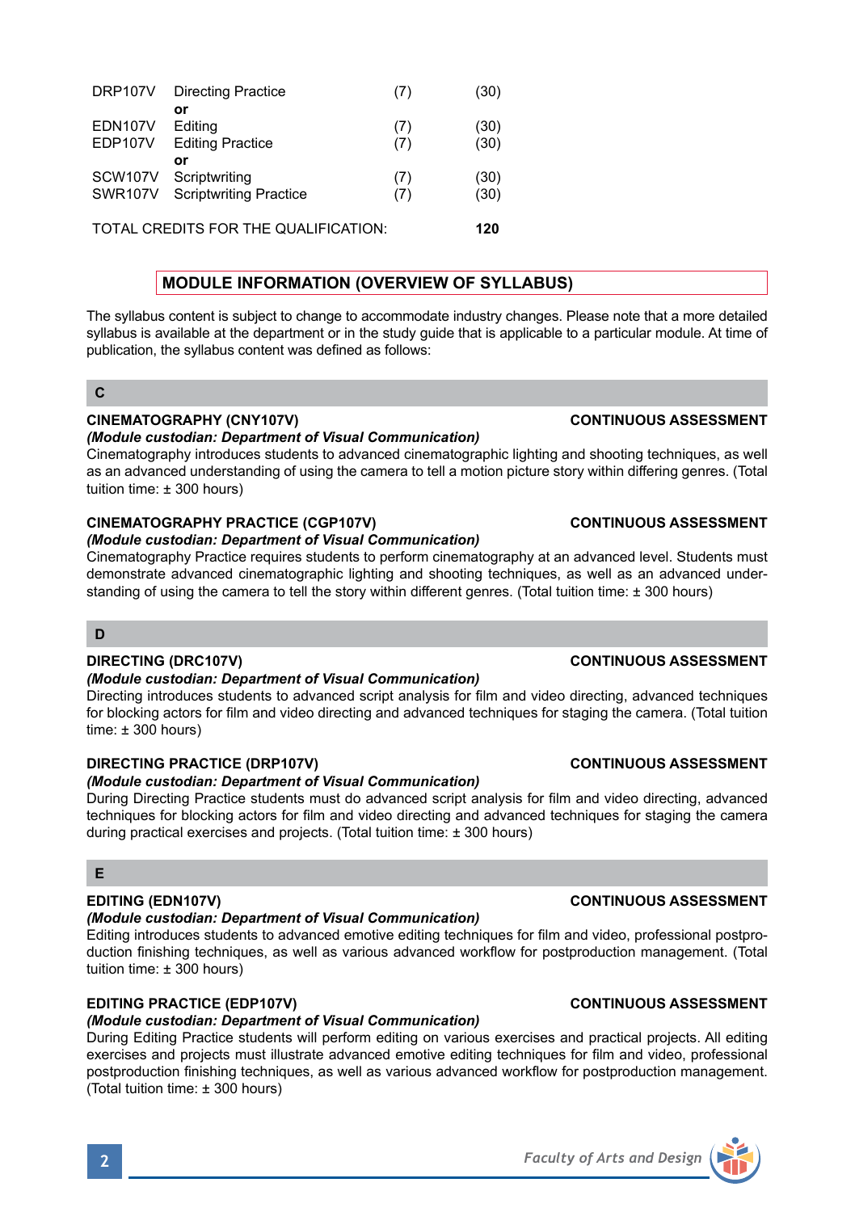| | | | |
|---|---|---|---|
| DRP107V | Directing Practice | (7) | (30) |
| | **or** | | |
| EDN107V | Editing | (7) | (30) |
| EDP107V | Editing Practice | (7) | (30) |
| | **or** | | |
| SCW107V | Scriptwriting | (7) | (30) |
| SWR107V | Scriptwriting Practice | (7) | (30) |

TOTAL CREDITS FOR THE QUALIFICATION: **120**

## MODULE INFORMATION (OVERVIEW OF SYLLABUS)

The syllabus content is subject to change to accommodate industry changes. Please note that a more detailed syllabus is available at the department or in the study guide that is applicable to a particular module. At time of publication, the syllabus content was defined as follows:

### C

**CINEMATOGRAPHY (CNY107V)** **CONTINUOUS ASSESSMENT**
***(Module custodian: Department of Visual Communication)***
Cinematography introduces students to advanced cinematographic lighting and shooting techniques, as well as an advanced understanding of using the camera to tell a motion picture story within differing genres. (Total tuition time: ± 300 hours)

**CINEMATOGRAPHY PRACTICE (CGP107V)** **CONTINUOUS ASSESSMENT**
***(Module custodian: Department of Visual Communication)***
Cinematography Practice requires students to perform cinematography at an advanced level. Students must demonstrate advanced cinematographic lighting and shooting techniques, as well as an advanced understanding of using the camera to tell the story within different genres. (Total tuition time: ± 300 hours)

### D

**DIRECTING (DRC107V)** **CONTINUOUS ASSESSMENT**
***(Module custodian: Department of Visual Communication)***
Directing introduces students to advanced script analysis for film and video directing, advanced techniques for blocking actors for film and video directing and advanced techniques for staging the camera. (Total tuition time: ± 300 hours)

**DIRECTING PRACTICE (DRP107V)** **CONTINUOUS ASSESSMENT**
***(Module custodian: Department of Visual Communication)***
During Directing Practice students must do advanced script analysis for film and video directing, advanced techniques for blocking actors for film and video directing and advanced techniques for staging the camera during practical exercises and projects. (Total tuition time: ± 300 hours)

### E

**EDITING (EDN107V)** **CONTINUOUS ASSESSMENT**
***(Module custodian: Department of Visual Communication)***
Editing introduces students to advanced emotive editing techniques for film and video, professional postproduction finishing techniques, as well as various advanced workflow for postproduction management. (Total tuition time: ± 300 hours)

**EDITING PRACTICE (EDP107V)** **CONTINUOUS ASSESSMENT**
***(Module custodian: Department of Visual Communication)***
During Editing Practice students will perform editing on various exercises and practical projects. All editing exercises and projects must illustrate advanced emotive editing techniques for film and video, professional postproduction finishing techniques, as well as various advanced workflow for postproduction management. (Total tuition time: ± 300 hours)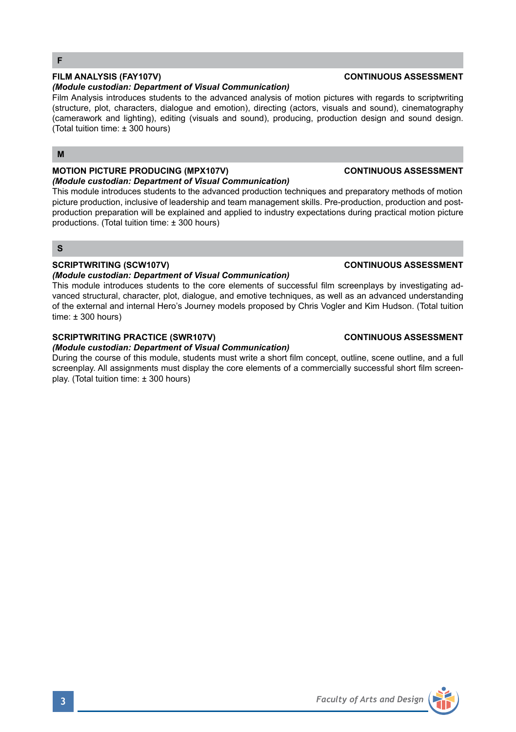## F

**FILM ANALYSIS (FAY107V)** **CONTINUOUS ASSESSMENT**

***(Module custodian: Department of Visual Communication)***

Film Analysis introduces students to the advanced analysis of motion pictures with regards to scriptwriting (structure, plot, characters, dialogue and emotion), directing (actors, visuals and sound), cinematography (camerawork and lighting), editing (visuals and sound), producing, production design and sound design. (Total tuition time: ± 300 hours)

## M

**MOTION PICTURE PRODUCING (MPX107V)** **CONTINUOUS ASSESSMENT**

***(Module custodian: Department of Visual Communication)***

This module introduces students to the advanced production techniques and preparatory methods of motion picture production, inclusive of leadership and team management skills. Pre-production, production and post-production preparation will be explained and applied to industry expectations during practical motion picture productions. (Total tuition time: ± 300 hours)

## S

**SCRIPTWRITING (SCW107V)** **CONTINUOUS ASSESSMENT**

***(Module custodian: Department of Visual Communication)***

This module introduces students to the core elements of successful film screenplays by investigating advanced structural, character, plot, dialogue, and emotive techniques, as well as an advanced understanding of the external and internal Hero's Journey models proposed by Chris Vogler and Kim Hudson. (Total tuition time: ± 300 hours)

**SCRIPTWRITING PRACTICE (SWR107V)** **CONTINUOUS ASSESSMENT**

***(Module custodian: Department of Visual Communication)***

During the course of this module, students must write a short film concept, outline, scene outline, and a full screenplay. All assignments must display the core elements of a commercially successful short film screenplay. (Total tuition time: ± 300 hours)